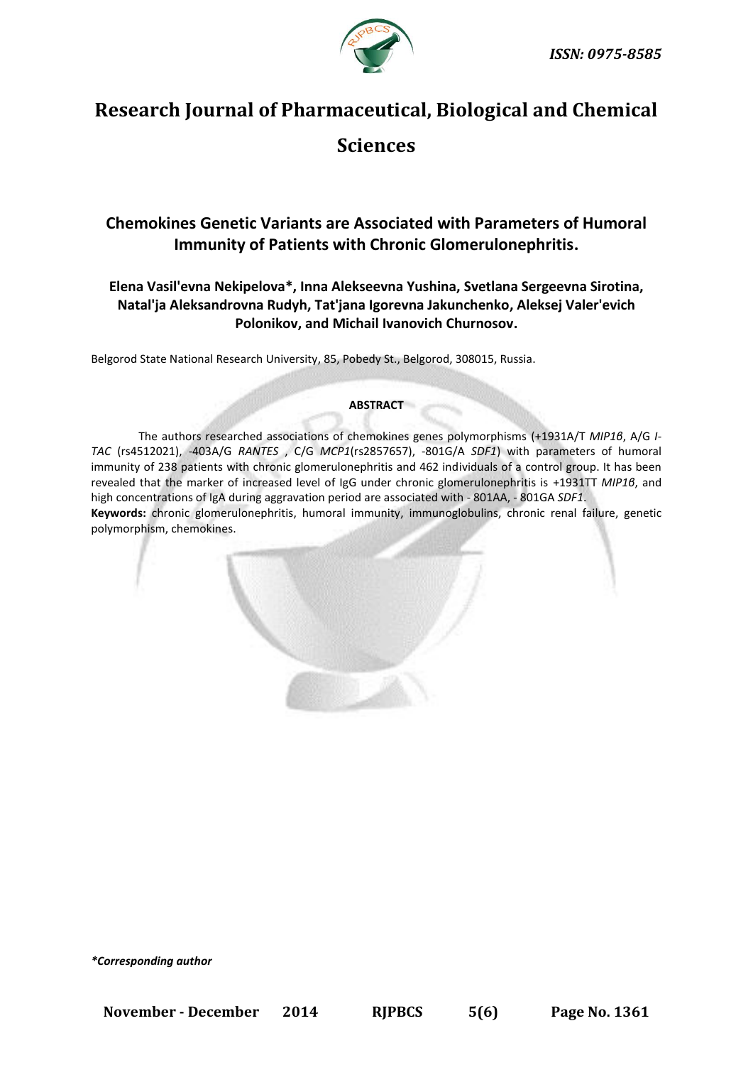# Research Journal of Pharmaceutical, Biological and Chemical Sciences

## Chemokines Genetic Variants are Associated with Parameters of Humoral Immunity of Patients with Chronic Glomerulonephritis.

**Elena Vasil'evna Nekipelova*, Inna Alekseevna Yushina, Svetlana Sergeevna Sirotina, Natal'ja Aleksandrovna Rudyh, Tat'jana Igorevna Jakunchenko, Aleksej Valer'evich Polonikov, and Michail Ivanovich Churnosov.**

Belgorod State National Research University, 85, Pobedy St., Belgorod, 308015, Russia.

**ABSTRACT**

The authors researched associations of chemokines genes polymorphisms (+1931A/T *MIP1β*, A/G *I-TAC* (rs4512021), -403A/G *RANTES* , C/G *MCP1*(rs2857657), -801G/A *SDF1*) with parameters of humoral immunity of 238 patients with chronic glomerulonephritis and 462 individuals of a control group. It has been revealed that the marker of increased level of IgG under chronic glomerulonephritis is +1931TT *MIP1β*, and high concentrations of IgA during aggravation period are associated with - 801AA, - 801GA *SDF1*.

**Keywords:** chronic glomerulonephritis, humoral immunity, immunoglobulins, chronic renal failure, genetic polymorphism, chemokines.

**\*Corresponding author**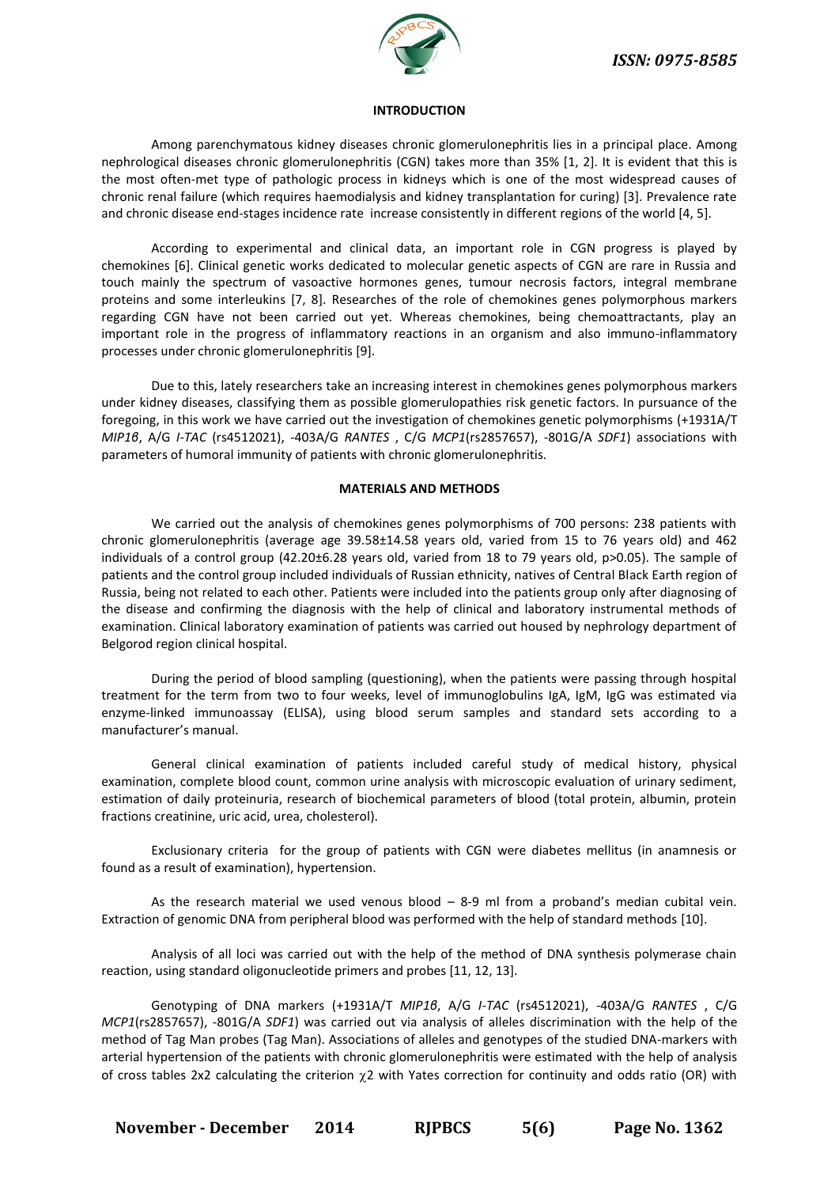## INTRODUCTION

Among parenchymatous kidney diseases chronic glomerulonephritis lies in a principal place. Among nephrological diseases chronic glomerulonephritis (CGN) takes more than 35% [1, 2]. It is evident that this is the most often-met type of pathologic process in kidneys which is one of the most widespread causes of chronic renal failure (which requires haemodialysis and kidney transplantation for curing) [3]. Prevalence rate and chronic disease end-stages incidence rate increase consistently in different regions of the world [4, 5].

According to experimental and clinical data, an important role in CGN progress is played by chemokines [6]. Clinical genetic works dedicated to molecular genetic aspects of CGN are rare in Russia and touch mainly the spectrum of vasoactive hormones genes, tumour necrosis factors, integral membrane proteins and some interleukins [7, 8]. Researches of the role of chemokines genes polymorphous markers regarding CGN have not been carried out yet. Whereas chemokines, being chemoattractants, play an important role in the progress of inflammatory reactions in an organism and also immuno-inflammatory processes under chronic glomerulonephritis [9].

Due to this, lately researchers take an increasing interest in chemokines genes polymorphous markers under kidney diseases, classifying them as possible glomerulopathies risk genetic factors. In pursuance of the foregoing, in this work we have carried out the investigation of chemokines genetic polymorphisms (+1931A/T *MIP1β*, A/G *I-TAC* (rs4512021), -403A/G *RANTES* , C/G *MCP1*(rs2857657), -801G/A *SDF1*) associations with parameters of humoral immunity of patients with chronic glomerulonephritis.

## MATERIALS AND METHODS

We carried out the analysis of chemokines genes polymorphisms of 700 persons: 238 patients with chronic glomerulonephritis (average age 39.58±14.58 years old, varied from 15 to 76 years old) and 462 individuals of a control group (42.20±6.28 years old, varied from 18 to 79 years old, $p>0.05$). The sample of patients and the control group included individuals of Russian ethnicity, natives of Central Black Earth region of Russia, being not related to each other. Patients were included into the patients group only after diagnosing of the disease and confirming the diagnosis with the help of clinical and laboratory instrumental methods of examination. Clinical laboratory examination of patients was carried out housed by nephrology department of Belgorod region clinical hospital.

During the period of blood sampling (questioning), when the patients were passing through hospital treatment for the term from two to four weeks, level of immunoglobulins IgA, IgM, IgG was estimated via enzyme-linked immunoassay (ELISA), using blood serum samples and standard sets according to a manufacturer's manual.

General clinical examination of patients included careful study of medical history, physical examination, complete blood count, common urine analysis with microscopic evaluation of urinary sediment, estimation of daily proteinuria, research of biochemical parameters of blood (total protein, albumin, protein fractions creatinine, uric acid, urea, cholesterol).

Exclusionary criteria for the group of patients with CGN were diabetes mellitus (in anamnesis or found as a result of examination), hypertension.

As the research material we used venous blood – 8-9 ml from a proband's median cubital vein. Extraction of genomic DNA from peripheral blood was performed with the help of standard methods [10].

Analysis of all loci was carried out with the help of the method of DNA synthesis polymerase chain reaction, using standard oligonucleotide primers and probes [11, 12, 13].

Genotyping of DNA markers (+1931A/T *MIP1β*, A/G *I-TAC* (rs4512021), -403A/G *RANTES* , C/G *MCP1*(rs2857657), -801G/A *SDF1*) was carried out via analysis of alleles discrimination with the help of the method of Tag Man probes (Tag Man). Associations of alleles and genotypes of the studied DNA-markers with arterial hypertension of the patients with chronic glomerulonephritis were estimated with the help of analysis of cross tables 2x2 calculating the criterion $\chi 2$ with Yates correction for continuity and odds ratio (OR) with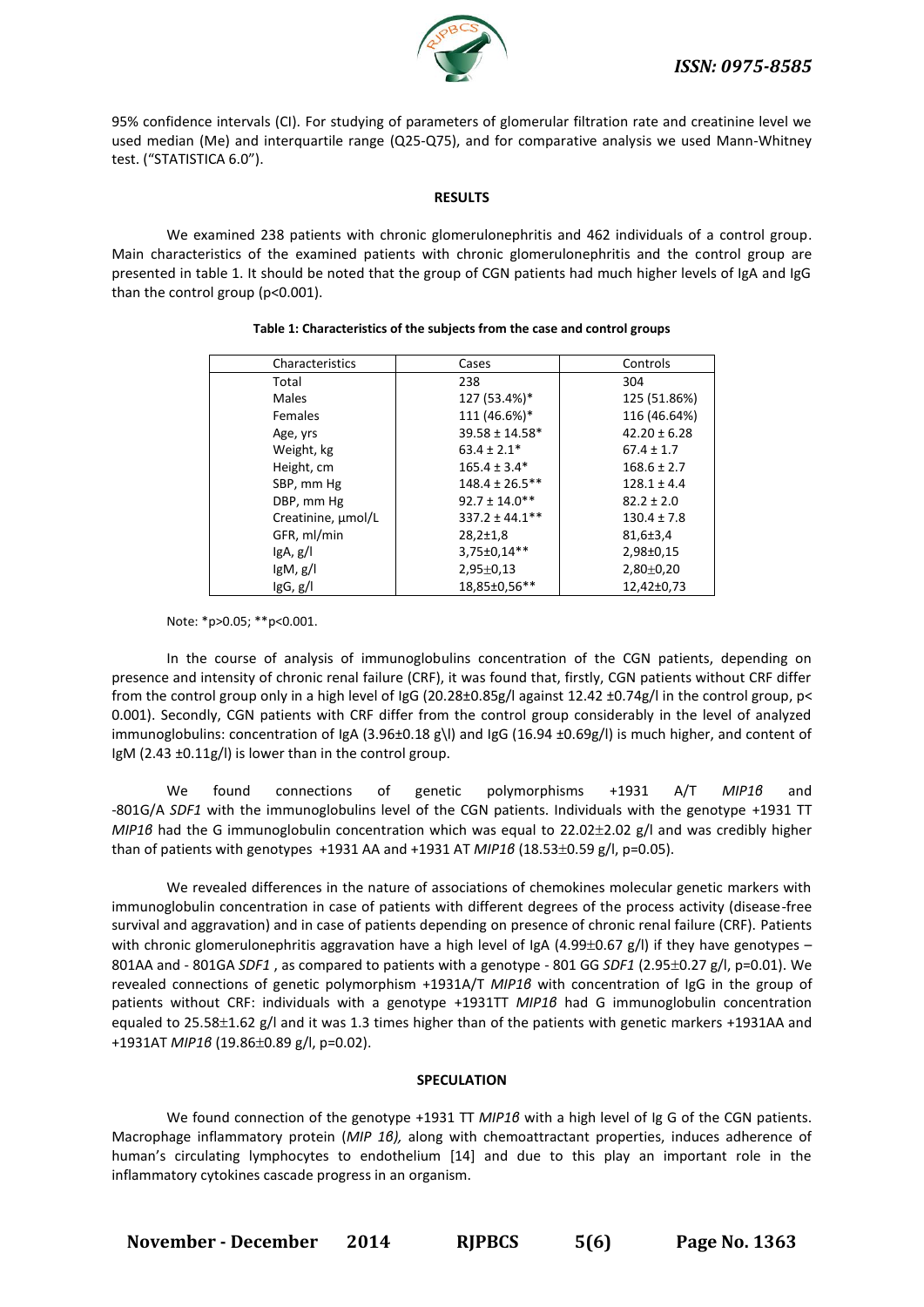95% confidence intervals (CI). For studying of parameters of glomerular filtration rate and creatinine level we used median (Me) and interquartile range (Q25-Q75), and for comparative analysis we used Mann-Whitney test. ("STATISTICA 6.0").

## RESULTS

We examined 238 patients with chronic glomerulonephritis and 462 individuals of a control group. Main characteristics of the examined patients with chronic glomerulonephritis and the control group are presented in table 1. It should be noted that the group of CGN patients had much higher levels of IgA and IgG than the control group ($p<0.001$).

**Table 1: Characteristics of the subjects from the case and control groups**

| Characteristics | Cases | Controls |
|---|---|---|
| Total | 238 | 304 |
| Males | 127 (53.4%)* | 125 (51.86%) |
| Females | 111 (46.6%)* | 116 (46.64%) |
| Age, yrs | 39.58 ± 14.58* | 42.20 ± 6.28 |
| Weight, kg | 63.4 ± 2.1* | 67.4 ± 1.7 |
| Height, cm | 165.4 ± 3.4* | 168.6 ± 2.7 |
| SBP, mm Hg | 148.4 ± 26.5** | 128.1 ± 4.4 |
| DBP, mm Hg | 92.7 ± 14.0** | 82.2 ± 2.0 |
| Creatinine, µmol/L | 337.2 ± 44.1** | 130.4 ± 7.8 |
| GFR, ml/min | 28,2±1,8 | 81,6±3,4 |
| IgA, g/l | 3,75±0,14** | 2,98±0,15 |
| IgM, g/l | 2,95±0,13 | 2,80±0,20 |
| IgG, g/l | 18,85±0,56** | 12,42±0,73 |

Note: *$p>0.05$; **$p<0.001$.

In the course of analysis of immunoglobulins concentration of the CGN patients, depending on presence and intensity of chronic renal failure (CRF), it was found that, firstly, CGN patients without CRF differ from the control group only in a high level of IgG (20.28±0.85g/l against 12.42 ±0.74g/l in the control group, $p< 0.001$). Secondly, CGN patients with CRF differ from the control group considerably in the level of analyzed immunoglobulins: concentration of IgA (3.96±0.18 g\l) and IgG (16.94 ±0.69g/l) is much higher, and content of IgM (2.43 ±0.11g/l) is lower than in the control group.

We found connections of genetic polymorphisms +1931 A/T *MIP1β* and -801G/A *SDF1* with the immunoglobulins level of the CGN patients. Individuals with the genotype +1931 TT *MIP1β* had the G immunoglobulin concentration which was equal to 22.02±2.02 g/l and was credibly higher than of patients with genotypes +1931 AA and +1931 AT *MIP1β* (18.53±0.59 g/l, $p=0.05$).

We revealed differences in the nature of associations of chemokines molecular genetic markers with immunoglobulin concentration in case of patients with different degrees of the process activity (disease-free survival and aggravation) and in case of patients depending on presence of chronic renal failure (CRF). Patients with chronic glomerulonephritis aggravation have a high level of IgA (4.99±0.67 g/l) if they have genotypes – 801AA and - 801GA *SDF1* , as compared to patients with a genotype - 801 GG *SDF1* (2.95±0.27 g/l, $p=0.01$). We revealed connections of genetic polymorphism +1931A/T *MIP1β* with concentration of IgG in the group of patients without CRF: individuals with a genotype +1931TT *MIP1β* had G immunoglobulin concentration equaled to 25.58±1.62 g/l and it was 1.3 times higher than of the patients with genetic markers +1931AA and +1931AT *MIP1β* (19.86±0.89 g/l, $p=0.02$).

## SPECULATION

We found connection of the genotype +1931 TT *MIP1β* with a high level of Ig G of the CGN patients. Macrophage inflammatory protein (*MIP 1β),* along with chemoattractant properties, induces adherence of human's circulating lymphocytes to endothelium [14] and due to this play an important role in the inflammatory cytokines cascade progress in an organism.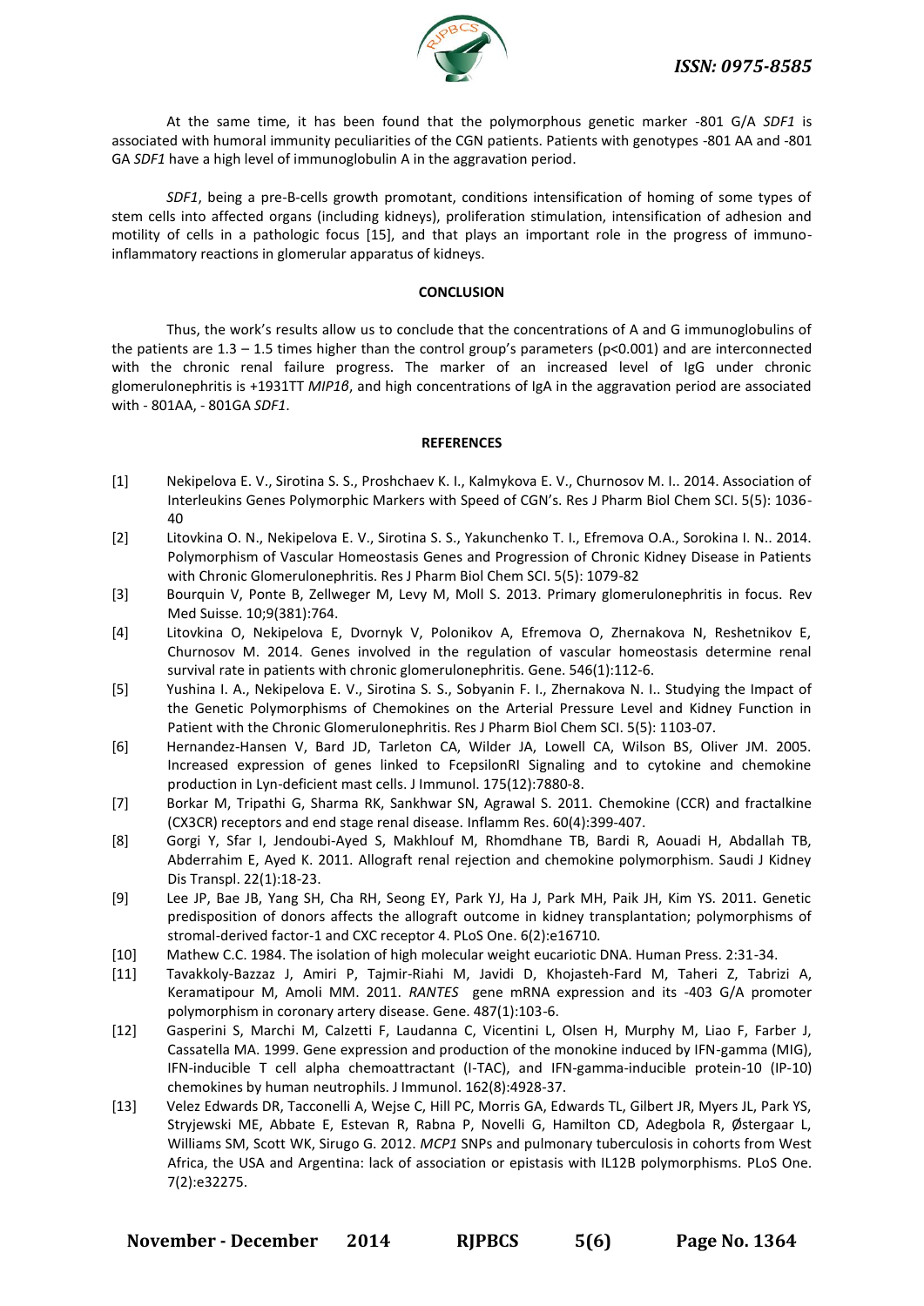At the same time, it has been found that the polymorphous genetic marker -801 G/A *SDF1* is associated with humoral immunity peculiarities of the CGN patients. Patients with genotypes -801 AA and -801 GA *SDF1* have a high level of immunoglobulin A in the aggravation period.

*SDF1*, being a pre-B-cells growth promotant, conditions intensification of homing of some types of stem cells into affected organs (including kidneys), proliferation stimulation, intensification of adhesion and motility of cells in a pathologic focus [15], and that plays an important role in the progress of immuno-inflammatory reactions in glomerular apparatus of kidneys.

## CONCLUSION

Thus, the work's results allow us to conclude that the concentrations of A and G immunoglobulins of the patients are 1.3 – 1.5 times higher than the control group's parameters ($p<0.001$) and are interconnected with the chronic renal failure progress. The marker of an increased level of IgG under chronic glomerulonephritis is +1931TT *MIP1β*, and high concentrations of IgA in the aggravation period are associated with - 801AA, - 801GA *SDF1*.

## REFERENCES

[1] Nekipelova E. V., Sirotina S. S., Proshchaev K. I., Kalmykova E. V., Churnosov M. I.. 2014. Association of Interleukins Genes Polymorphic Markers with Speed of CGN's. Res J Pharm Biol Chem SCI. 5(5): 1036-40

[2] Litovkina O. N., Nekipelova E. V., Sirotina S. S., Yakunchenko T. I., Efremova O.A., Sorokina I. N.. 2014. Polymorphism of Vascular Homeostasis Genes and Progression of Chronic Kidney Disease in Patients with Chronic Glomerulonephritis. Res J Pharm Biol Chem SCI. 5(5): 1079-82

[3] Bourquin V, Ponte B, Zellweger M, Levy M, Moll S. 2013. Primary glomerulonephritis in focus. Rev Med Suisse. 10;9(381):764.

[4] Litovkina O, Nekipelova E, Dvornyk V, Polonikov A, Efremova O, Zhernakova N, Reshetnikov E, Churnosov M. 2014. Genes involved in the regulation of vascular homeostasis determine renal survival rate in patients with chronic glomerulonephritis. Gene. 546(1):112-6.

[5] Yushina I. A., Nekipelova E. V., Sirotina S. S., Sobyanin F. I., Zhernakova N. I.. Studying the Impact of the Genetic Polymorphisms of Chemokines on the Arterial Pressure Level and Kidney Function in Patient with the Chronic Glomerulonephritis. Res J Pharm Biol Chem SCI. 5(5): 1103-07.

[6] Hernandez-Hansen V, Bard JD, Tarleton CA, Wilder JA, Lowell CA, Wilson BS, Oliver JM. 2005. Increased expression of genes linked to FcepsilonRI Signaling and to cytokine and chemokine production in Lyn-deficient mast cells. J Immunol. 175(12):7880-8.

[7] Borkar M, Tripathi G, Sharma RK, Sankhwar SN, Agrawal S. 2011. Chemokine (CCR) and fractalkine (CX3CR) receptors and end stage renal disease. Inflamm Res. 60(4):399-407.

[8] Gorgi Y, Sfar I, Jendoubi-Ayed S, Makhlouf M, Rhomdhane TB, Bardi R, Aouadi H, Abdallah TB, Abderrahim E, Ayed K. 2011. Allograft renal rejection and chemokine polymorphism. Saudi J Kidney Dis Transpl. 22(1):18-23.

[9] Lee JP, Bae JB, Yang SH, Cha RH, Seong EY, Park YJ, Ha J, Park MH, Paik JH, Kim YS. 2011. Genetic predisposition of donors affects the allograft outcome in kidney transplantation; polymorphisms of stromal-derived factor-1 and CXC receptor 4. PLoS One. 6(2):e16710.

[10] Mathew C.C. 1984. The isolation of high molecular weight eucariotic DNA. Human Press. 2:31-34.

[11] Tavakkoly-Bazzaz J, Amiri P, Tajmir-Riahi M, Javidi D, Khojasteh-Fard M, Taheri Z, Tabrizi A, Keramatipour M, Amoli MM. 2011. *RANTES* gene mRNA expression and its -403 G/A promoter polymorphism in coronary artery disease. Gene. 487(1):103-6.

[12] Gasperini S, Marchi M, Calzetti F, Laudanna C, Vicentini L, Olsen H, Murphy M, Liao F, Farber J, Cassatella MA. 1999. Gene expression and production of the monokine induced by IFN-gamma (MIG), IFN-inducible T cell alpha chemoattractant (I-TAC), and IFN-gamma-inducible protein-10 (IP-10) chemokines by human neutrophils. J Immunol. 162(8):4928-37.

[13] Velez Edwards DR, Tacconelli A, Wejse C, Hill PC, Morris GA, Edwards TL, Gilbert JR, Myers JL, Park YS, Stryjewski ME, Abbate E, Estevan R, Rabna P, Novelli G, Hamilton CD, Adegbola R, Østergaar L, Williams SM, Scott WK, Sirugo G. 2012. *MCP1* SNPs and pulmonary tuberculosis in cohorts from West Africa, the USA and Argentina: lack of association or epistasis with IL12B polymorphisms. PLoS One. 7(2):e32275.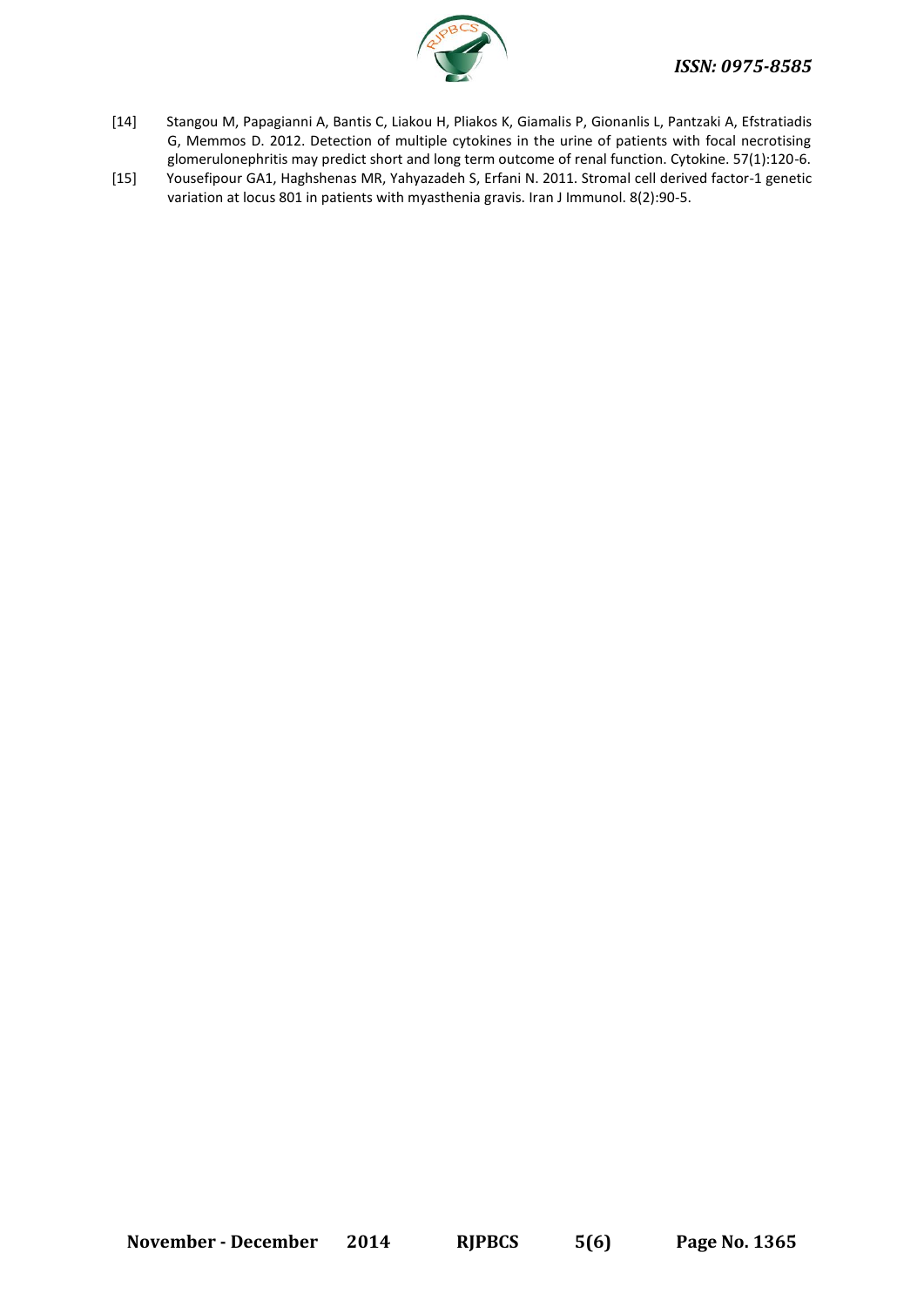[14] Stangou M, Papagianni A, Bantis C, Liakou H, Pliakos K, Giamalis P, Gionanlis L, Pantzaki A, Efstratiadis G, Memmos D. 2012. Detection of multiple cytokines in the urine of patients with focal necrotising glomerulonephritis may predict short and long term outcome of renal function. Cytokine. 57(1):120-6.

[15] Yousefipour GA1, Haghshenas MR, Yahyazadeh S, Erfani N. 2011. Stromal cell derived factor-1 genetic variation at locus 801 in patients with myasthenia gravis. Iran J Immunol. 8(2):90-5.